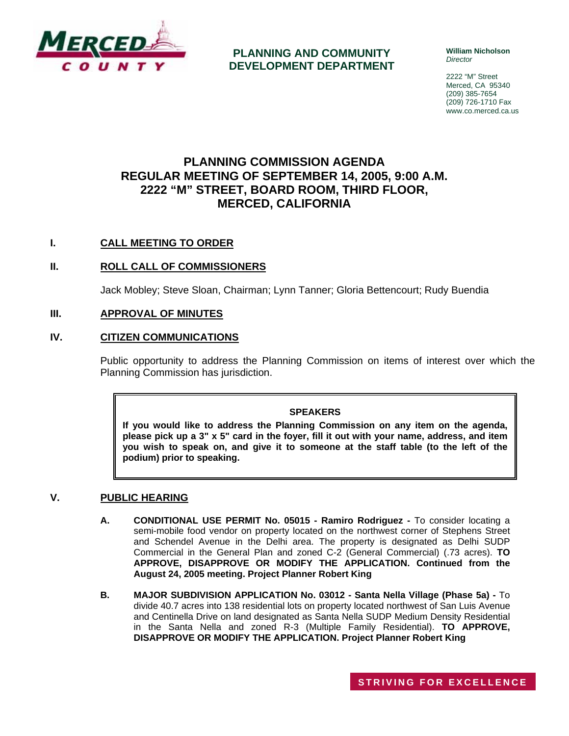MERCED COUNTY

**PLANNING AND COMMUNITY DEVELOPMENT DEPARTMENT**

**William Nicholson**
*Director*

2222 "M" Street
Merced, CA 95340
(209) 385-7654
(209) 726-1710 Fax
www.co.merced.ca.us

# PLANNING COMMISSION AGENDA
# REGULAR MEETING OF SEPTEMBER 14, 2005, 9:00 A.M.
# 2222 "M" STREET, BOARD ROOM, THIRD FLOOR,
# MERCED, CALIFORNIA

## I. CALL MEETING TO ORDER

## II. ROLL CALL OF COMMISSIONERS

Jack Mobley; Steve Sloan, Chairman; Lynn Tanner; Gloria Bettencourt; Rudy Buendia

## III. APPROVAL OF MINUTES

## IV. CITIZEN COMMUNICATIONS

Public opportunity to address the Planning Commission on items of interest over which the Planning Commission has jurisdiction.

> **SPEAKERS**
>
> **If you would like to address the Planning Commission on any item on the agenda, please pick up a 3" x 5" card in the foyer, fill it out with your name, address, and item you wish to speak on, and give it to someone at the staff table (to the left of the podium) prior to speaking.**

## V. PUBLIC HEARING

**A. CONDITIONAL USE PERMIT No. 05015 - Ramiro Rodriguez -** To consider locating a semi-mobile food vendor on property located on the northwest corner of Stephens Street and Schendel Avenue in the Delhi area. The property is designated as Delhi SUDP Commercial in the General Plan and zoned C-2 (General Commercial) (.73 acres). **TO APPROVE, DISAPPROVE OR MODIFY THE APPLICATION. Continued from the August 24, 2005 meeting. Project Planner Robert King**

**B. MAJOR SUBDIVISION APPLICATION No. 03012 - Santa Nella Village (Phase 5a) -** To divide 40.7 acres into 138 residential lots on property located northwest of San Luis Avenue and Centinella Drive on land designated as Santa Nella SUDP Medium Density Residential in the Santa Nella and zoned R-3 (Multiple Family Residential). **TO APPROVE, DISAPPROVE OR MODIFY THE APPLICATION. Project Planner Robert King**

STRIVING FOR EXCELLENCE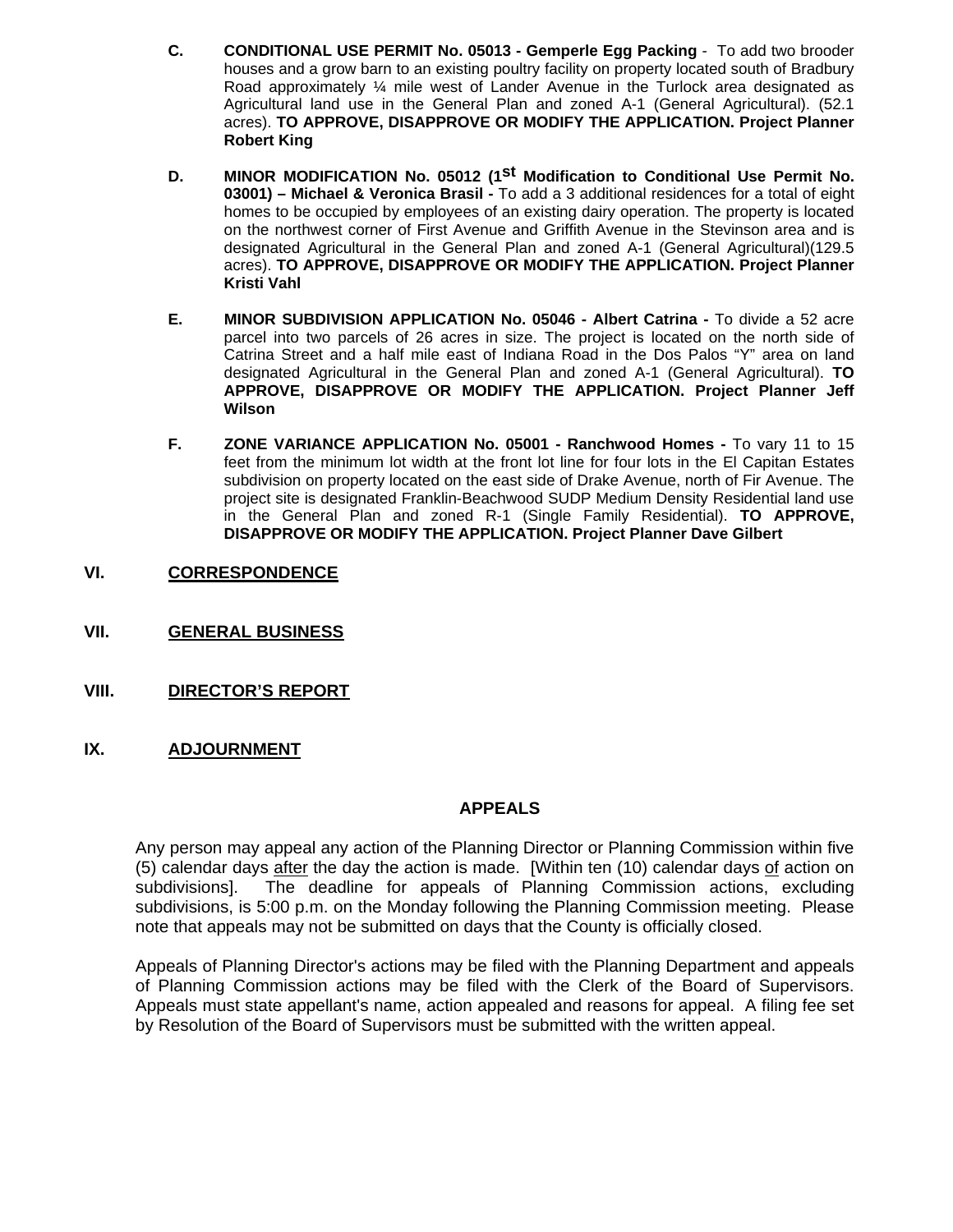C. **CONDITIONAL USE PERMIT No. 05013 - Gemperle Egg Packing** - To add two brooder houses and a grow barn to an existing poultry facility on property located south of Bradbury Road approximately ¼ mile west of Lander Avenue in the Turlock area designated as Agricultural land use in the General Plan and zoned A-1 (General Agricultural). (52.1 acres). **TO APPROVE, DISAPPROVE OR MODIFY THE APPLICATION. Project Planner Robert King**

D. **MINOR MODIFICATION No. 05012 (1st Modification to Conditional Use Permit No. 03001) – Michael & Veronica Brasil -** To add a 3 additional residences for a total of eight homes to be occupied by employees of an existing dairy operation. The property is located on the northwest corner of First Avenue and Griffith Avenue in the Stevinson area and is designated Agricultural in the General Plan and zoned A-1 (General Agricultural)(129.5 acres). **TO APPROVE, DISAPPROVE OR MODIFY THE APPLICATION. Project Planner Kristi Vahl**

E. **MINOR SUBDIVISION APPLICATION No. 05046 - Albert Catrina -** To divide a 52 acre parcel into two parcels of 26 acres in size. The project is located on the north side of Catrina Street and a half mile east of Indiana Road in the Dos Palos "Y" area on land designated Agricultural in the General Plan and zoned A-1 (General Agricultural). **TO APPROVE, DISAPPROVE OR MODIFY THE APPLICATION. Project Planner Jeff Wilson**

F. **ZONE VARIANCE APPLICATION No. 05001 - Ranchwood Homes -** To vary 11 to 15 feet from the minimum lot width at the front lot line for four lots in the El Capitan Estates subdivision on property located on the east side of Drake Avenue, north of Fir Avenue. The project site is designated Franklin-Beachwood SUDP Medium Density Residential land use in the General Plan and zoned R-1 (Single Family Residential). **TO APPROVE, DISAPPROVE OR MODIFY THE APPLICATION. Project Planner Dave Gilbert**

## VI. CORRESPONDENCE

## VII. GENERAL BUSINESS

## VIII. DIRECTOR'S REPORT

## IX. ADJOURNMENT

### APPEALS

Any person may appeal any action of the Planning Director or Planning Commission within five (5) calendar days after the day the action is made. [Within ten (10) calendar days of action on subdivisions]. The deadline for appeals of Planning Commission actions, excluding subdivisions, is 5:00 p.m. on the Monday following the Planning Commission meeting. Please note that appeals may not be submitted on days that the County is officially closed.

Appeals of Planning Director's actions may be filed with the Planning Department and appeals of Planning Commission actions may be filed with the Clerk of the Board of Supervisors. Appeals must state appellant's name, action appealed and reasons for appeal. A filing fee set by Resolution of the Board of Supervisors must be submitted with the written appeal.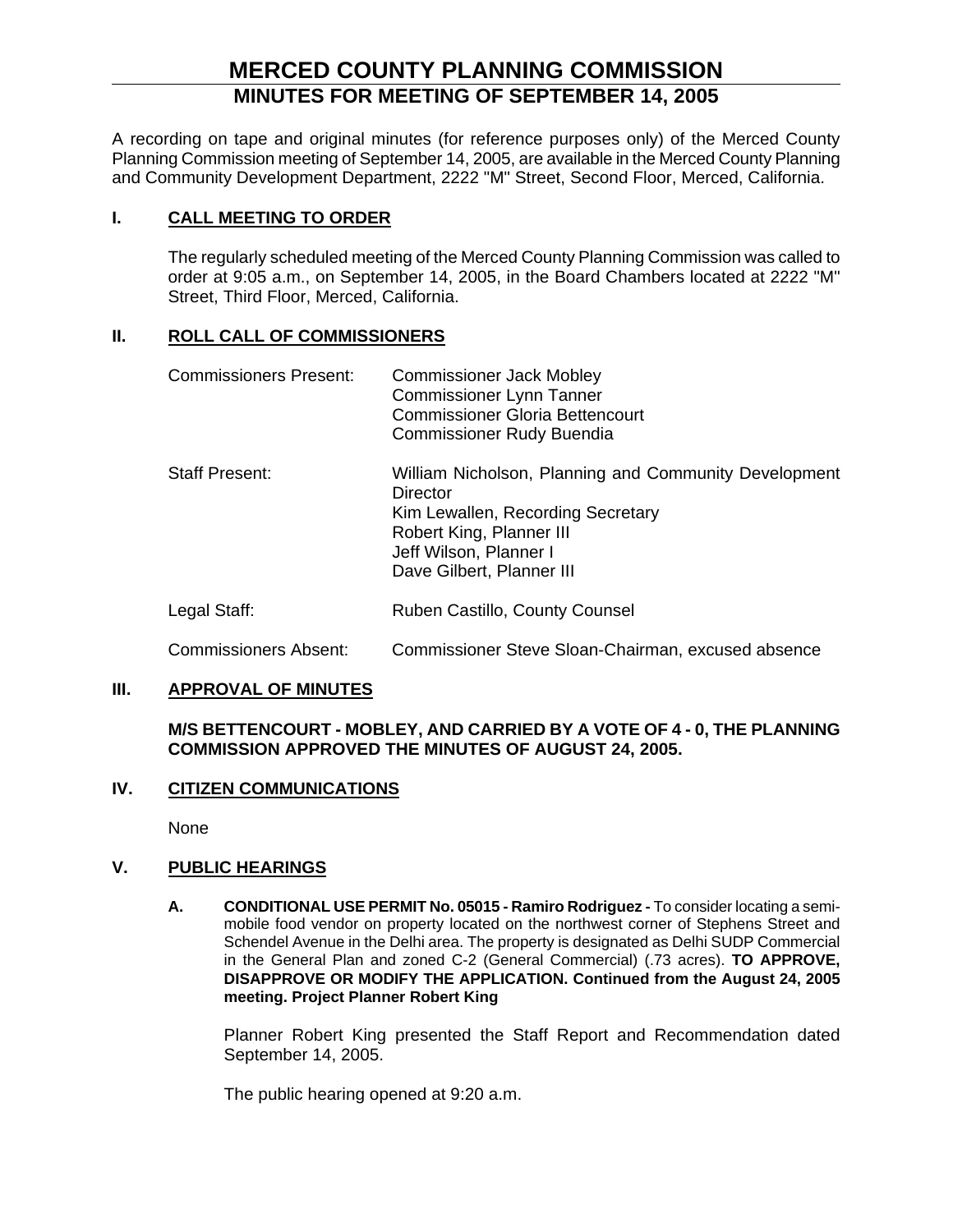# MERCED COUNTY PLANNING COMMISSION

## MINUTES FOR MEETING OF SEPTEMBER 14, 2005

A recording on tape and original minutes (for reference purposes only) of the Merced County Planning Commission meeting of September 14, 2005, are available in the Merced County Planning and Community Development Department, 2222 "M" Street, Second Floor, Merced, California.

### I. CALL MEETING TO ORDER

The regularly scheduled meeting of the Merced County Planning Commission was called to order at 9:05 a.m., on September 14, 2005, in the Board Chambers located at 2222 "M" Street, Third Floor, Merced, California.

### II. ROLL CALL OF COMMISSIONERS

Commissioners Present:
- Commissioner Jack Mobley
- Commissioner Lynn Tanner
- Commissioner Gloria Bettencourt
- Commissioner Rudy Buendia

Staff Present:
- William Nicholson, Planning and Community Development Director
- Kim Lewallen, Recording Secretary
- Robert King, Planner III
- Jeff Wilson, Planner I
- Dave Gilbert, Planner III

Legal Staff: Ruben Castillo, County Counsel

Commissioners Absent: Commissioner Steve Sloan-Chairman, excused absence

### III. APPROVAL OF MINUTES

**M/S BETTENCOURT - MOBLEY, AND CARRIED BY A VOTE OF 4 - 0, THE PLANNING COMMISSION APPROVED THE MINUTES OF AUGUST 24, 2005.**

### IV. CITIZEN COMMUNICATIONS

None

### V. PUBLIC HEARINGS

**A. CONDITIONAL USE PERMIT No. 05015 - Ramiro Rodriguez -** To consider locating a semi-mobile food vendor on property located on the northwest corner of Stephens Street and Schendel Avenue in the Delhi area. The property is designated as Delhi SUDP Commercial in the General Plan and zoned C-2 (General Commercial) (.73 acres). **TO APPROVE, DISAPPROVE OR MODIFY THE APPLICATION. Continued from the August 24, 2005 meeting. Project Planner Robert King**

Planner Robert King presented the Staff Report and Recommendation dated September 14, 2005.

The public hearing opened at 9:20 a.m.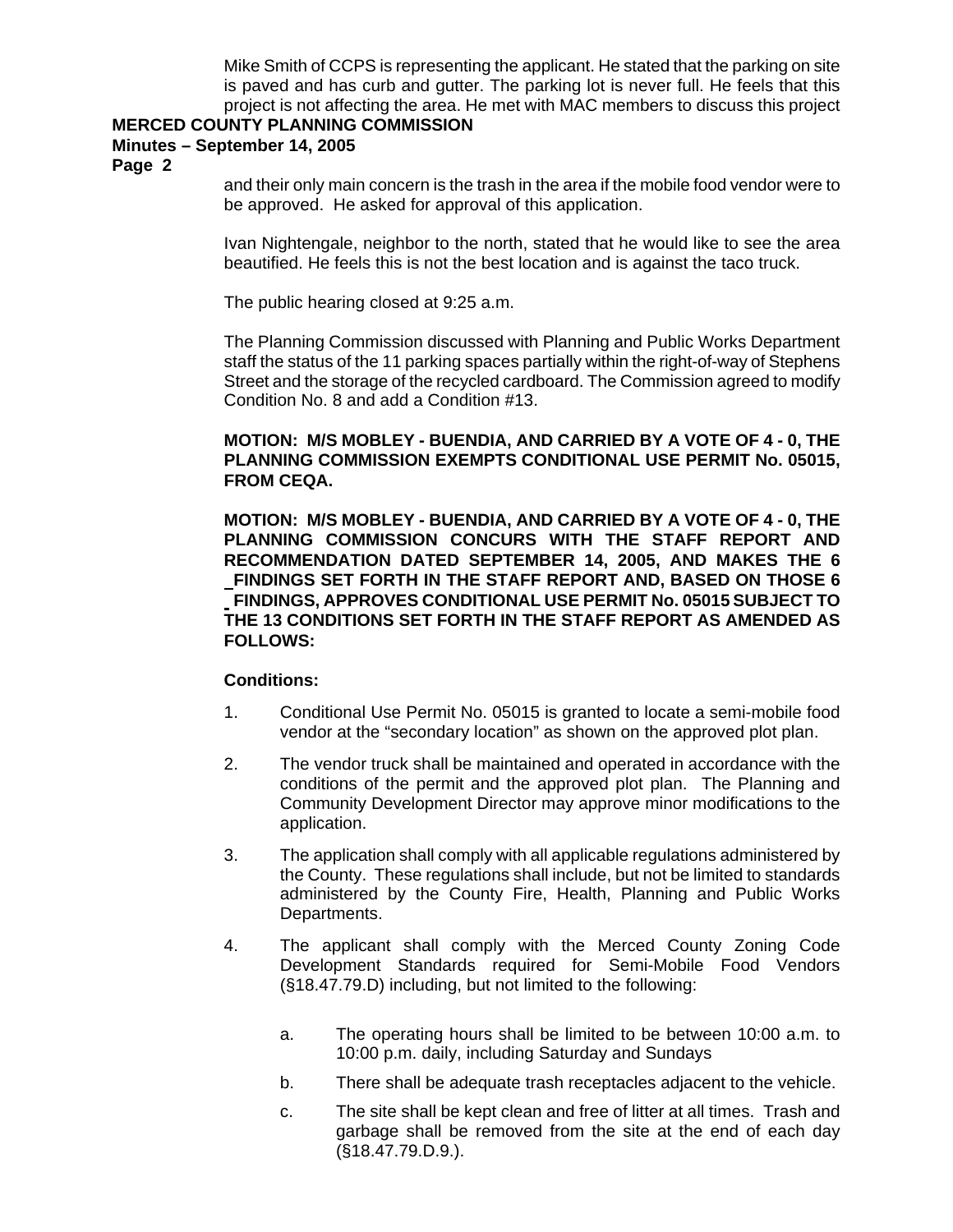Mike Smith of CCPS is representing the applicant. He stated that the parking on site is paved and has curb and gutter. The parking lot is never full. He feels that this project is not affecting the area. He met with MAC members to discuss this project and their only main concern is the trash in the area if the mobile food vendor were to be approved. He asked for approval of this application.

Ivan Nightengale, neighbor to the north, stated that he would like to see the area beautified. He feels this is not the best location and is against the taco truck.

The public hearing closed at 9:25 a.m.

The Planning Commission discussed with Planning and Public Works Department staff the status of the 11 parking spaces partially within the right-of-way of Stephens Street and the storage of the recycled cardboard. The Commission agreed to modify Condition No. 8 and add a Condition #13.

**MOTION: M/S MOBLEY - BUENDIA, AND CARRIED BY A VOTE OF 4 - 0, THE PLANNING COMMISSION EXEMPTS CONDITIONAL USE PERMIT No. 05015, FROM CEQA.**

**MOTION: M/S MOBLEY - BUENDIA, AND CARRIED BY A VOTE OF 4 - 0, THE PLANNING COMMISSION CONCURS WITH THE STAFF REPORT AND RECOMMENDATION DATED SEPTEMBER 14, 2005, AND MAKES THE 6 FINDINGS SET FORTH IN THE STAFF REPORT AND, BASED ON THOSE 6 FINDINGS, APPROVES CONDITIONAL USE PERMIT No. 05015 SUBJECT TO THE 13 CONDITIONS SET FORTH IN THE STAFF REPORT AS AMENDED AS FOLLOWS:**

**Conditions:**

1. Conditional Use Permit No. 05015 is granted to locate a semi-mobile food vendor at the "secondary location" as shown on the approved plot plan.
2. The vendor truck shall be maintained and operated in accordance with the conditions of the permit and the approved plot plan. The Planning and Community Development Director may approve minor modifications to the application.
3. The application shall comply with all applicable regulations administered by the County. These regulations shall include, but not be limited to standards administered by the County Fire, Health, Planning and Public Works Departments.
4. The applicant shall comply with the Merced County Zoning Code Development Standards required for Semi-Mobile Food Vendors (§18.47.79.D) including, but not limited to the following:
    a. The operating hours shall be limited to be between 10:00 a.m. to 10:00 p.m. daily, including Saturday and Sundays
    b. There shall be adequate trash receptacles adjacent to the vehicle.
    c. The site shall be kept clean and free of litter at all times. Trash and garbage shall be removed from the site at the end of each day (§18.47.79.D.9.).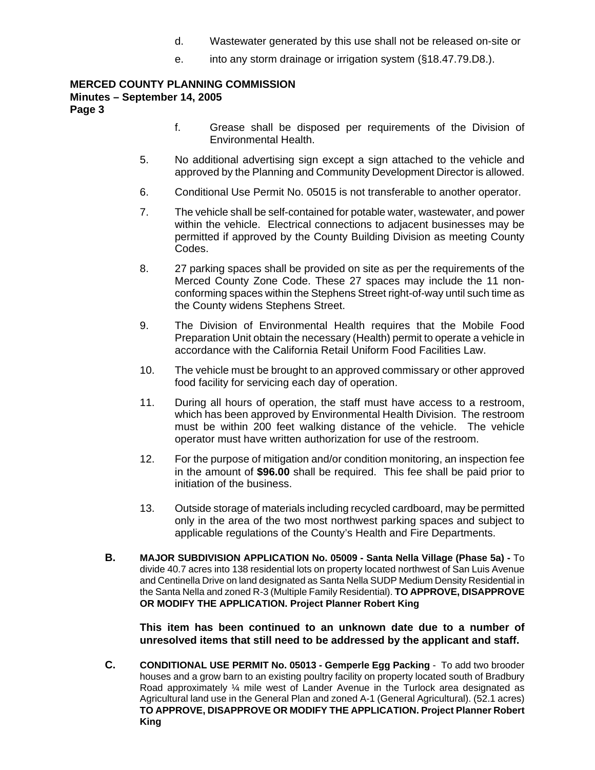d. Wastewater generated by this use shall not be released on-site or

e. into any storm drainage or irrigation system (§18.47.79.D8.).

f. Grease shall be disposed per requirements of the Division of Environmental Health.

5. No additional advertising sign except a sign attached to the vehicle and approved by the Planning and Community Development Director is allowed.

6. Conditional Use Permit No. 05015 is not transferable to another operator.

7. The vehicle shall be self-contained for potable water, wastewater, and power within the vehicle. Electrical connections to adjacent businesses may be permitted if approved by the County Building Division as meeting County Codes.

8. 27 parking spaces shall be provided on site as per the requirements of the Merced County Zone Code. These 27 spaces may include the 11 non-conforming spaces within the Stephens Street right-of-way until such time as the County widens Stephens Street.

9. The Division of Environmental Health requires that the Mobile Food Preparation Unit obtain the necessary (Health) permit to operate a vehicle in accordance with the California Retail Uniform Food Facilities Law.

10. The vehicle must be brought to an approved commissary or other approved food facility for servicing each day of operation.

11. During all hours of operation, the staff must have access to a restroom, which has been approved by Environmental Health Division. The restroom must be within 200 feet walking distance of the vehicle. The vehicle operator must have written authorization for use of the restroom.

12. For the purpose of mitigation and/or condition monitoring, an inspection fee in the amount of **$96.00** shall be required. This fee shall be paid prior to initiation of the business.

13. Outside storage of materials including recycled cardboard, may be permitted only in the area of the two most northwest parking spaces and subject to applicable regulations of the County's Health and Fire Departments.

**B.** **MAJOR SUBDIVISION APPLICATION No. 05009 - Santa Nella Village (Phase 5a) -** To divide 40.7 acres into 138 residential lots on property located northwest of San Luis Avenue and Centinella Drive on land designated as Santa Nella SUDP Medium Density Residential in the Santa Nella and zoned R-3 (Multiple Family Residential). **TO APPROVE, DISAPPROVE OR MODIFY THE APPLICATION. Project Planner Robert King**

**This item has been continued to an unknown date due to a number of unresolved items that still need to be addressed by the applicant and staff.**

**C.** **CONDITIONAL USE PERMIT No. 05013 - Gemperle Egg Packing** - To add two brooder houses and a grow barn to an existing poultry facility on property located south of Bradbury Road approximately ¼ mile west of Lander Avenue in the Turlock area designated as Agricultural land use in the General Plan and zoned A-1 (General Agricultural). (52.1 acres) **TO APPROVE, DISAPPROVE OR MODIFY THE APPLICATION. Project Planner Robert King**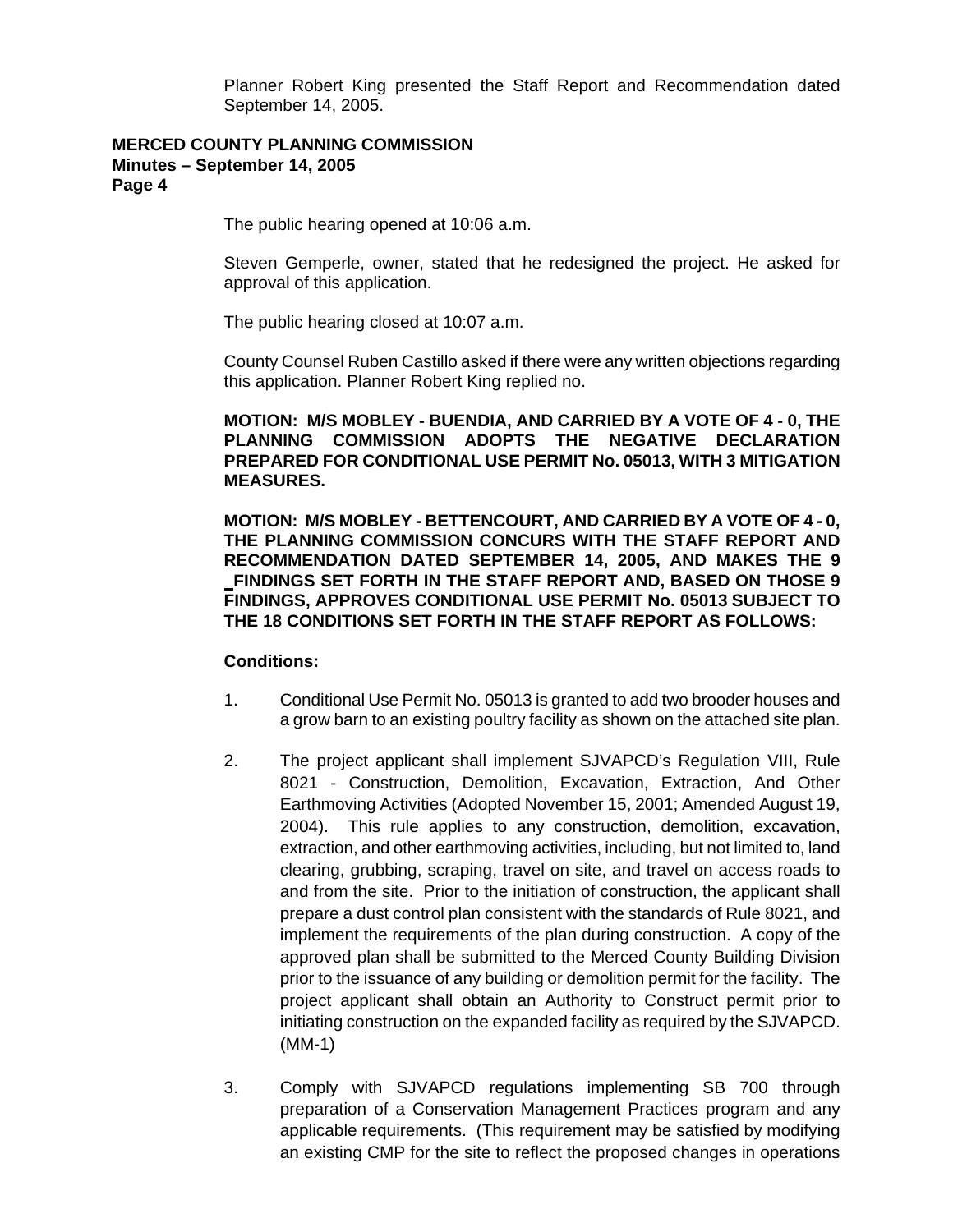Planner Robert King presented the Staff Report and Recommendation dated September 14, 2005.

The public hearing opened at 10:06 a.m.

Steven Gemperle, owner, stated that he redesigned the project. He asked for approval of this application.

The public hearing closed at 10:07 a.m.

County Counsel Ruben Castillo asked if there were any written objections regarding this application. Planner Robert King replied no.

**MOTION: M/S MOBLEY - BUENDIA, AND CARRIED BY A VOTE OF 4 - 0, THE PLANNING COMMISSION ADOPTS THE NEGATIVE DECLARATION PREPARED FOR CONDITIONAL USE PERMIT No. 05013, WITH 3 MITIGATION MEASURES.**

**MOTION: M/S MOBLEY - BETTENCOURT, AND CARRIED BY A VOTE OF 4 - 0, THE PLANNING COMMISSION CONCURS WITH THE STAFF REPORT AND RECOMMENDATION DATED SEPTEMBER 14, 2005, AND MAKES THE 9 FINDINGS SET FORTH IN THE STAFF REPORT AND, BASED ON THOSE 9 FINDINGS, APPROVES CONDITIONAL USE PERMIT No. 05013 SUBJECT TO THE 18 CONDITIONS SET FORTH IN THE STAFF REPORT AS FOLLOWS:**

**Conditions:**

1. Conditional Use Permit No. 05013 is granted to add two brooder houses and a grow barn to an existing poultry facility as shown on the attached site plan.

2. The project applicant shall implement SJVAPCD's Regulation VIII, Rule 8021 - Construction, Demolition, Excavation, Extraction, And Other Earthmoving Activities (Adopted November 15, 2001; Amended August 19, 2004). This rule applies to any construction, demolition, excavation, extraction, and other earthmoving activities, including, but not limited to, land clearing, grubbing, scraping, travel on site, and travel on access roads to and from the site. Prior to the initiation of construction, the applicant shall prepare a dust control plan consistent with the standards of Rule 8021, and implement the requirements of the plan during construction. A copy of the approved plan shall be submitted to the Merced County Building Division prior to the issuance of any building or demolition permit for the facility. The project applicant shall obtain an Authority to Construct permit prior to initiating construction on the expanded facility as required by the SJVAPCD. (MM-1)

3. Comply with SJVAPCD regulations implementing SB 700 through preparation of a Conservation Management Practices program and any applicable requirements. (This requirement may be satisfied by modifying an existing CMP for the site to reflect the proposed changes in operations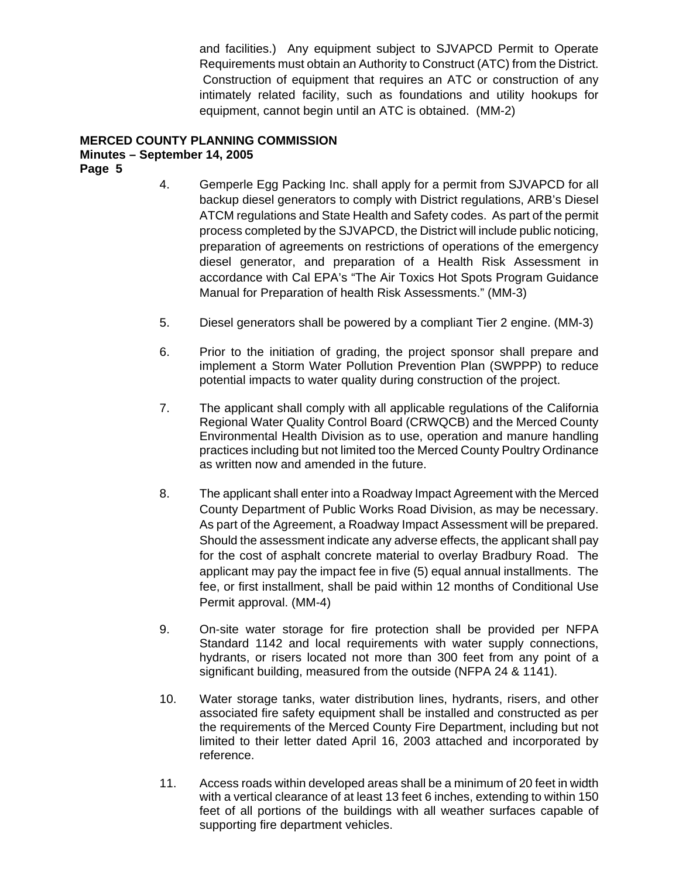and facilities.) Any equipment subject to SJVAPCD Permit to Operate Requirements must obtain an Authority to Construct (ATC) from the District. Construction of equipment that requires an ATC or construction of any intimately related facility, such as foundations and utility hookups for equipment, cannot begin until an ATC is obtained. (MM-2)

4. Gemperle Egg Packing Inc. shall apply for a permit from SJVAPCD for all backup diesel generators to comply with District regulations, ARB's Diesel ATCM regulations and State Health and Safety codes. As part of the permit process completed by the SJVAPCD, the District will include public noticing, preparation of agreements on restrictions of operations of the emergency diesel generator, and preparation of a Health Risk Assessment in accordance with Cal EPA's "The Air Toxics Hot Spots Program Guidance Manual for Preparation of health Risk Assessments." (MM-3)

5. Diesel generators shall be powered by a compliant Tier 2 engine. (MM-3)

6. Prior to the initiation of grading, the project sponsor shall prepare and implement a Storm Water Pollution Prevention Plan (SWPPP) to reduce potential impacts to water quality during construction of the project.

7. The applicant shall comply with all applicable regulations of the California Regional Water Quality Control Board (CRWQCB) and the Merced County Environmental Health Division as to use, operation and manure handling practices including but not limited too the Merced County Poultry Ordinance as written now and amended in the future.

8. The applicant shall enter into a Roadway Impact Agreement with the Merced County Department of Public Works Road Division, as may be necessary. As part of the Agreement, a Roadway Impact Assessment will be prepared. Should the assessment indicate any adverse effects, the applicant shall pay for the cost of asphalt concrete material to overlay Bradbury Road. The applicant may pay the impact fee in five (5) equal annual installments. The fee, or first installment, shall be paid within 12 months of Conditional Use Permit approval. (MM-4)

9. On-site water storage for fire protection shall be provided per NFPA Standard 1142 and local requirements with water supply connections, hydrants, or risers located not more than 300 feet from any point of a significant building, measured from the outside (NFPA 24 & 1141).

10. Water storage tanks, water distribution lines, hydrants, risers, and other associated fire safety equipment shall be installed and constructed as per the requirements of the Merced County Fire Department, including but not limited to their letter dated April 16, 2003 attached and incorporated by reference.

11. Access roads within developed areas shall be a minimum of 20 feet in width with a vertical clearance of at least 13 feet 6 inches, extending to within 150 feet of all portions of the buildings with all weather surfaces capable of supporting fire department vehicles.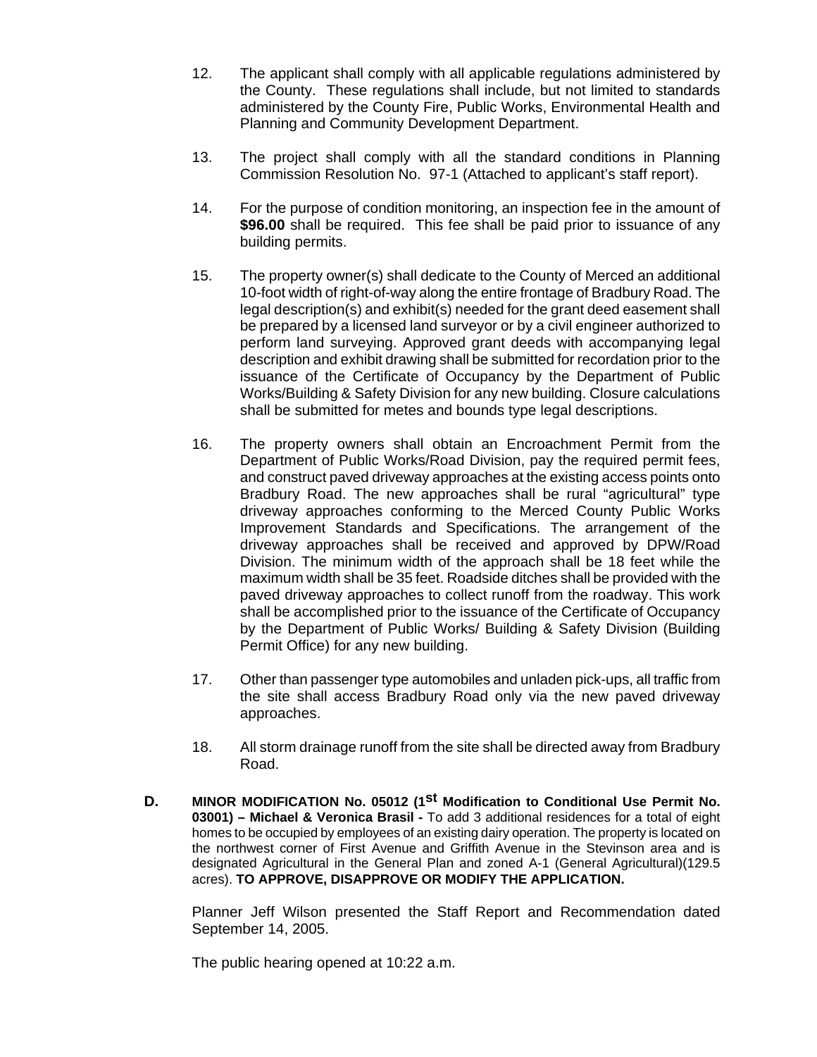12. The applicant shall comply with all applicable regulations administered by the County. These regulations shall include, but not limited to standards administered by the County Fire, Public Works, Environmental Health and Planning and Community Development Department.

13. The project shall comply with all the standard conditions in Planning Commission Resolution No. 97-1 (Attached to applicant's staff report).

14. For the purpose of condition monitoring, an inspection fee in the amount of **$96.00** shall be required. This fee shall be paid prior to issuance of any building permits.

15. The property owner(s) shall dedicate to the County of Merced an additional 10-foot width of right-of-way along the entire frontage of Bradbury Road. The legal description(s) and exhibit(s) needed for the grant deed easement shall be prepared by a licensed land surveyor or by a civil engineer authorized to perform land surveying. Approved grant deeds with accompanying legal description and exhibit drawing shall be submitted for recordation prior to the issuance of the Certificate of Occupancy by the Department of Public Works/Building & Safety Division for any new building. Closure calculations shall be submitted for metes and bounds type legal descriptions.

16. The property owners shall obtain an Encroachment Permit from the Department of Public Works/Road Division, pay the required permit fees, and construct paved driveway approaches at the existing access points onto Bradbury Road. The new approaches shall be rural "agricultural" type driveway approaches conforming to the Merced County Public Works Improvement Standards and Specifications. The arrangement of the driveway approaches shall be received and approved by DPW/Road Division. The minimum width of the approach shall be 18 feet while the maximum width shall be 35 feet. Roadside ditches shall be provided with the paved driveway approaches to collect runoff from the roadway. This work shall be accomplished prior to the issuance of the Certificate of Occupancy by the Department of Public Works/ Building & Safety Division (Building Permit Office) for any new building.

17. Other than passenger type automobiles and unladen pick-ups, all traffic from the site shall access Bradbury Road only via the new paved driveway approaches.

18. All storm drainage runoff from the site shall be directed away from Bradbury Road.

**D.** **MINOR MODIFICATION No. 05012 (1st Modification to Conditional Use Permit No. 03001) – Michael & Veronica Brasil -** To add 3 additional residences for a total of eight homes to be occupied by employees of an existing dairy operation. The property is located on the northwest corner of First Avenue and Griffith Avenue in the Stevinson area and is designated Agricultural in the General Plan and zoned A-1 (General Agricultural)(129.5 acres). **TO APPROVE, DISAPPROVE OR MODIFY THE APPLICATION.**

Planner Jeff Wilson presented the Staff Report and Recommendation dated September 14, 2005.

The public hearing opened at 10:22 a.m.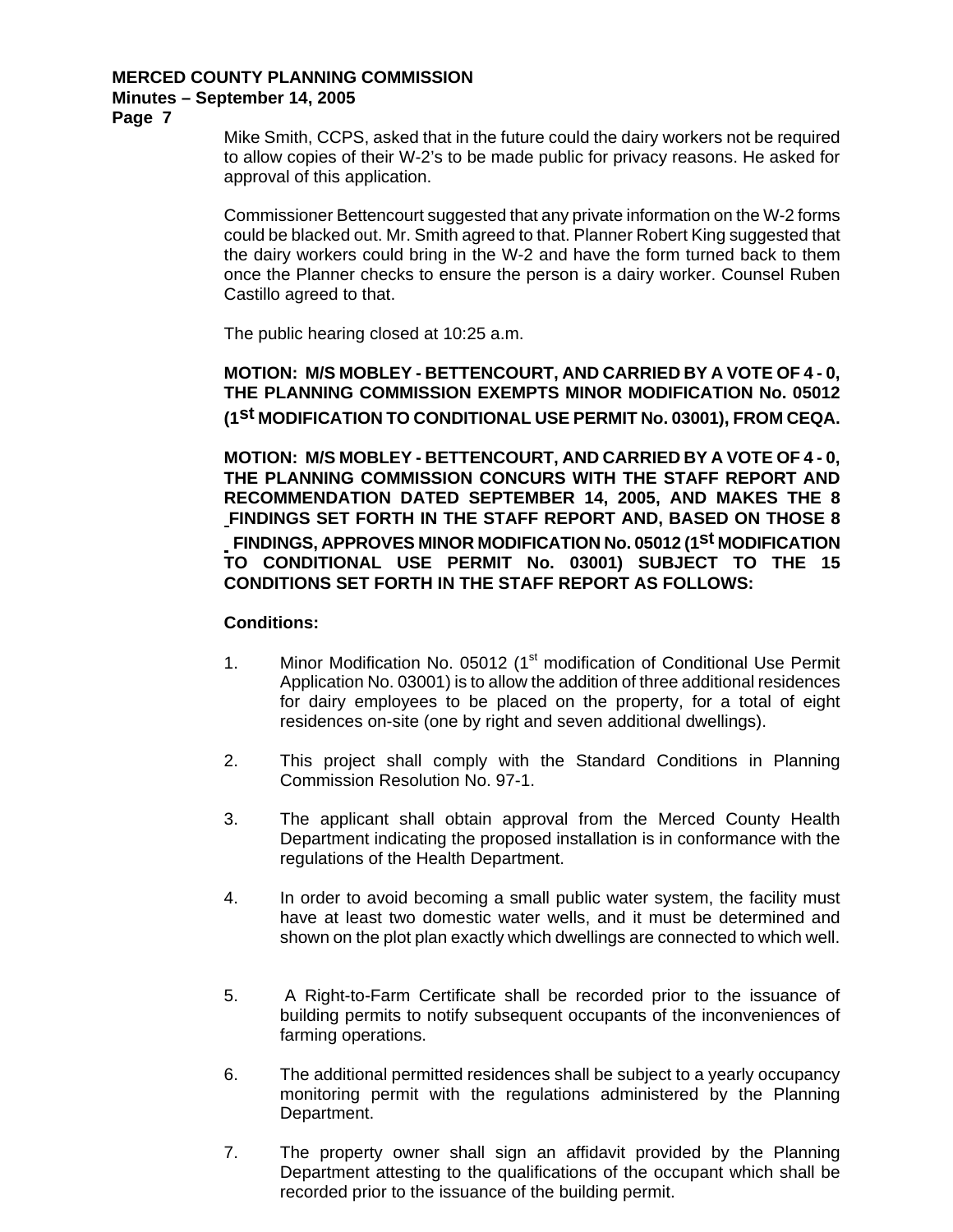Mike Smith, CCPS, asked that in the future could the dairy workers not be required to allow copies of their W-2's to be made public for privacy reasons. He asked for approval of this application.

Commissioner Bettencourt suggested that any private information on the W-2 forms could be blacked out. Mr. Smith agreed to that. Planner Robert King suggested that the dairy workers could bring in the W-2 and have the form turned back to them once the Planner checks to ensure the person is a dairy worker. Counsel Ruben Castillo agreed to that.

The public hearing closed at 10:25 a.m.

**MOTION: M/S MOBLEY - BETTENCOURT, AND CARRIED BY A VOTE OF 4 - 0, THE PLANNING COMMISSION EXEMPTS MINOR MODIFICATION No. 05012 (1st MODIFICATION TO CONDITIONAL USE PERMIT No. 03001), FROM CEQA.**

**MOTION: M/S MOBLEY - BETTENCOURT, AND CARRIED BY A VOTE OF 4 - 0, THE PLANNING COMMISSION CONCURS WITH THE STAFF REPORT AND RECOMMENDATION DATED SEPTEMBER 14, 2005, AND MAKES THE 8 FINDINGS SET FORTH IN THE STAFF REPORT AND, BASED ON THOSE 8 FINDINGS, APPROVES MINOR MODIFICATION No. 05012 (1st MODIFICATION TO CONDITIONAL USE PERMIT No. 03001) SUBJECT TO THE 15 CONDITIONS SET FORTH IN THE STAFF REPORT AS FOLLOWS:**

**Conditions:**

1. Minor Modification No. 05012 (1st modification of Conditional Use Permit Application No. 03001) is to allow the addition of three additional residences for dairy employees to be placed on the property, for a total of eight residences on-site (one by right and seven additional dwellings).

2. This project shall comply with the Standard Conditions in Planning Commission Resolution No. 97-1.

3. The applicant shall obtain approval from the Merced County Health Department indicating the proposed installation is in conformance with the regulations of the Health Department.

4. In order to avoid becoming a small public water system, the facility must have at least two domestic water wells, and it must be determined and shown on the plot plan exactly which dwellings are connected to which well.

5. A Right-to-Farm Certificate shall be recorded prior to the issuance of building permits to notify subsequent occupants of the inconveniences of farming operations.

6. The additional permitted residences shall be subject to a yearly occupancy monitoring permit with the regulations administered by the Planning Department.

7. The property owner shall sign an affidavit provided by the Planning Department attesting to the qualifications of the occupant which shall be recorded prior to the issuance of the building permit.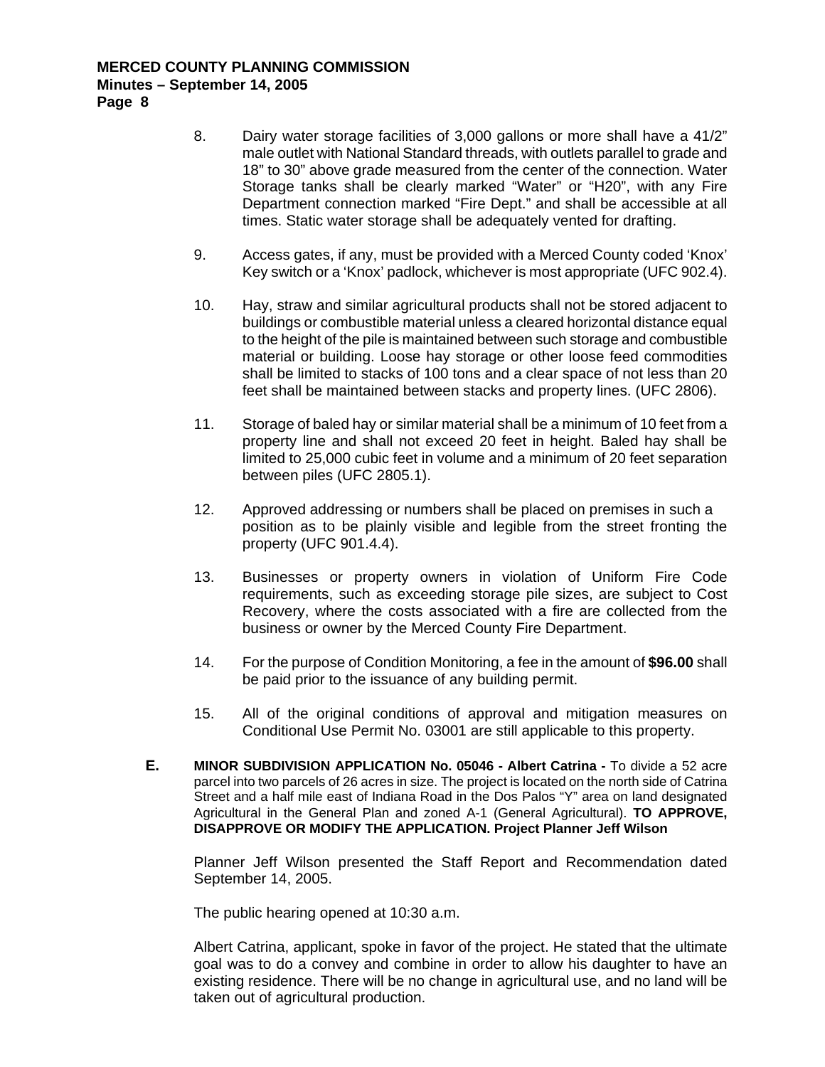8. Dairy water storage facilities of 3,000 gallons or more shall have a 41/2" male outlet with National Standard threads, with outlets parallel to grade and 18" to 30" above grade measured from the center of the connection. Water Storage tanks shall be clearly marked "Water" or "H20", with any Fire Department connection marked "Fire Dept." and shall be accessible at all times. Static water storage shall be adequately vented for drafting.

9. Access gates, if any, must be provided with a Merced County coded 'Knox' Key switch or a 'Knox' padlock, whichever is most appropriate (UFC 902.4).

10. Hay, straw and similar agricultural products shall not be stored adjacent to buildings or combustible material unless a cleared horizontal distance equal to the height of the pile is maintained between such storage and combustible material or building. Loose hay storage or other loose feed commodities shall be limited to stacks of 100 tons and a clear space of not less than 20 feet shall be maintained between stacks and property lines. (UFC 2806).

11. Storage of baled hay or similar material shall be a minimum of 10 feet from a property line and shall not exceed 20 feet in height. Baled hay shall be limited to 25,000 cubic feet in volume and a minimum of 20 feet separation between piles (UFC 2805.1).

12. Approved addressing or numbers shall be placed on premises in such a position as to be plainly visible and legible from the street fronting the property (UFC 901.4.4).

13. Businesses or property owners in violation of Uniform Fire Code requirements, such as exceeding storage pile sizes, are subject to Cost Recovery, where the costs associated with a fire are collected from the business or owner by the Merced County Fire Department.

14. For the purpose of Condition Monitoring, a fee in the amount of **$96.00** shall be paid prior to the issuance of any building permit.

15. All of the original conditions of approval and mitigation measures on Conditional Use Permit No. 03001 are still applicable to this property.

**E.** **MINOR SUBDIVISION APPLICATION No. 05046 - Albert Catrina -** To divide a 52 acre parcel into two parcels of 26 acres in size. The project is located on the north side of Catrina Street and a half mile east of Indiana Road in the Dos Palos "Y" area on land designated Agricultural in the General Plan and zoned A-1 (General Agricultural). **TO APPROVE, DISAPPROVE OR MODIFY THE APPLICATION. Project Planner Jeff Wilson**

Planner Jeff Wilson presented the Staff Report and Recommendation dated September 14, 2005.

The public hearing opened at 10:30 a.m.

Albert Catrina, applicant, spoke in favor of the project. He stated that the ultimate goal was to do a convey and combine in order to allow his daughter to have an existing residence. There will be no change in agricultural use, and no land will be taken out of agricultural production.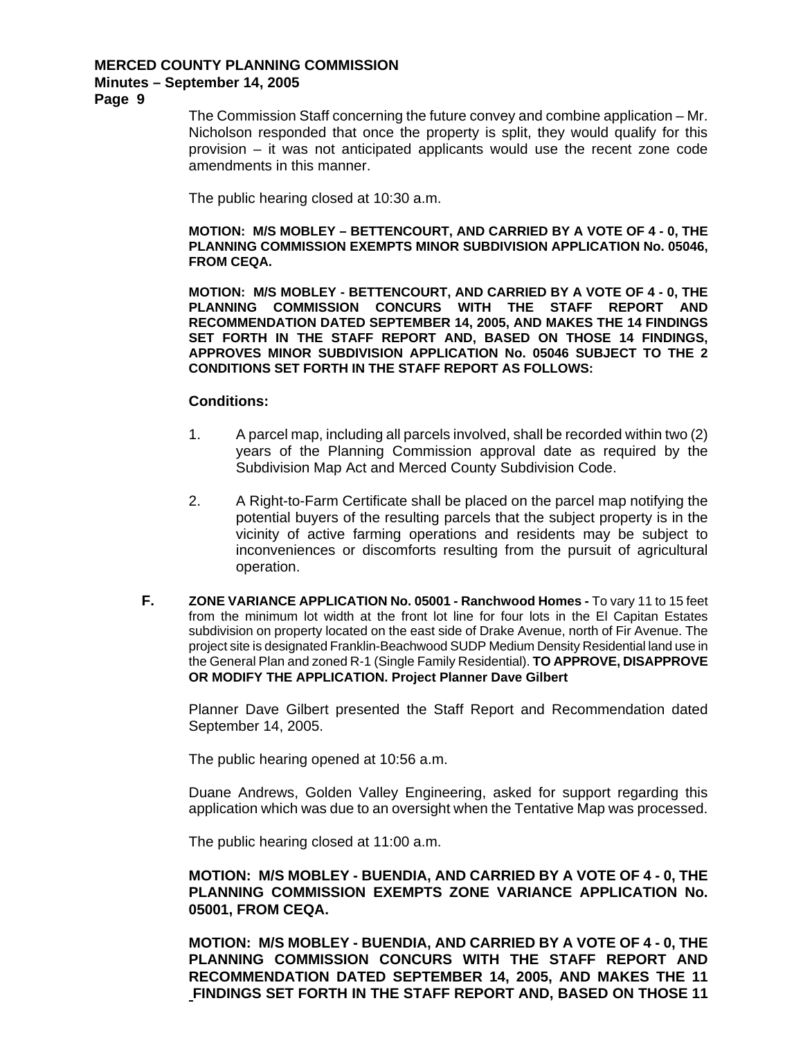The Commission Staff concerning the future convey and combine application – Mr. Nicholson responded that once the property is split, they would qualify for this provision – it was not anticipated applicants would use the recent zone code amendments in this manner.

The public hearing closed at 10:30 a.m.

**MOTION: M/S MOBLEY – BETTENCOURT, AND CARRIED BY A VOTE OF 4 - 0, THE PLANNING COMMISSION EXEMPTS MINOR SUBDIVISION APPLICATION No. 05046, FROM CEQA.**

**MOTION: M/S MOBLEY - BETTENCOURT, AND CARRIED BY A VOTE OF 4 - 0, THE PLANNING COMMISSION CONCURS WITH THE STAFF REPORT AND RECOMMENDATION DATED SEPTEMBER 14, 2005, AND MAKES THE 14 FINDINGS SET FORTH IN THE STAFF REPORT AND, BASED ON THOSE 14 FINDINGS, APPROVES MINOR SUBDIVISION APPLICATION No. 05046 SUBJECT TO THE 2 CONDITIONS SET FORTH IN THE STAFF REPORT AS FOLLOWS:**

**Conditions:**

1. A parcel map, including all parcels involved, shall be recorded within two (2) years of the Planning Commission approval date as required by the Subdivision Map Act and Merced County Subdivision Code.

2. A Right-to-Farm Certificate shall be placed on the parcel map notifying the potential buyers of the resulting parcels that the subject property is in the vicinity of active farming operations and residents may be subject to inconveniences or discomforts resulting from the pursuit of agricultural operation.

**F. ZONE VARIANCE APPLICATION No. 05001 - Ranchwood Homes -** To vary 11 to 15 feet from the minimum lot width at the front lot line for four lots in the El Capitan Estates subdivision on property located on the east side of Drake Avenue, north of Fir Avenue. The project site is designated Franklin-Beachwood SUDP Medium Density Residential land use in the General Plan and zoned R-1 (Single Family Residential). **TO APPROVE, DISAPPROVE OR MODIFY THE APPLICATION. Project Planner Dave Gilbert**

Planner Dave Gilbert presented the Staff Report and Recommendation dated September 14, 2005.

The public hearing opened at 10:56 a.m.

Duane Andrews, Golden Valley Engineering, asked for support regarding this application which was due to an oversight when the Tentative Map was processed.

The public hearing closed at 11:00 a.m.

**MOTION: M/S MOBLEY - BUENDIA, AND CARRIED BY A VOTE OF 4 - 0, THE PLANNING COMMISSION EXEMPTS ZONE VARIANCE APPLICATION No. 05001, FROM CEQA.**

**MOTION: M/S MOBLEY - BUENDIA, AND CARRIED BY A VOTE OF 4 - 0, THE PLANNING COMMISSION CONCURS WITH THE STAFF REPORT AND RECOMMENDATION DATED SEPTEMBER 14, 2005, AND MAKES THE 11 FINDINGS SET FORTH IN THE STAFF REPORT AND, BASED ON THOSE 11**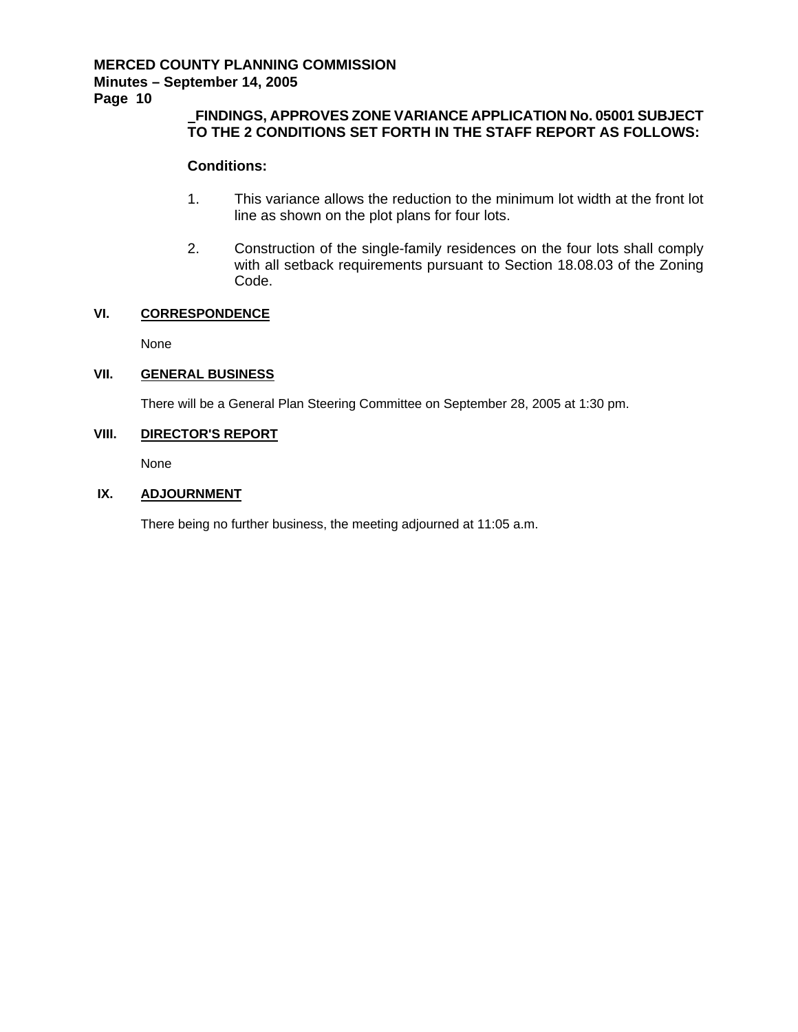**_FINDINGS, APPROVES ZONE VARIANCE APPLICATION No. 05001 SUBJECT TO THE 2 CONDITIONS SET FORTH IN THE STAFF REPORT AS FOLLOWS:**

**Conditions:**

1. This variance allows the reduction to the minimum lot width at the front lot line as shown on the plot plans for four lots.

2. Construction of the single-family residences on the four lots shall comply with all setback requirements pursuant to Section 18.08.03 of the Zoning Code.

## VI. CORRESPONDENCE

None

## VII. GENERAL BUSINESS

There will be a General Plan Steering Committee on September 28, 2005 at 1:30 pm.

## VIII. DIRECTOR'S REPORT

None

## IX. ADJOURNMENT

There being no further business, the meeting adjourned at 11:05 a.m.